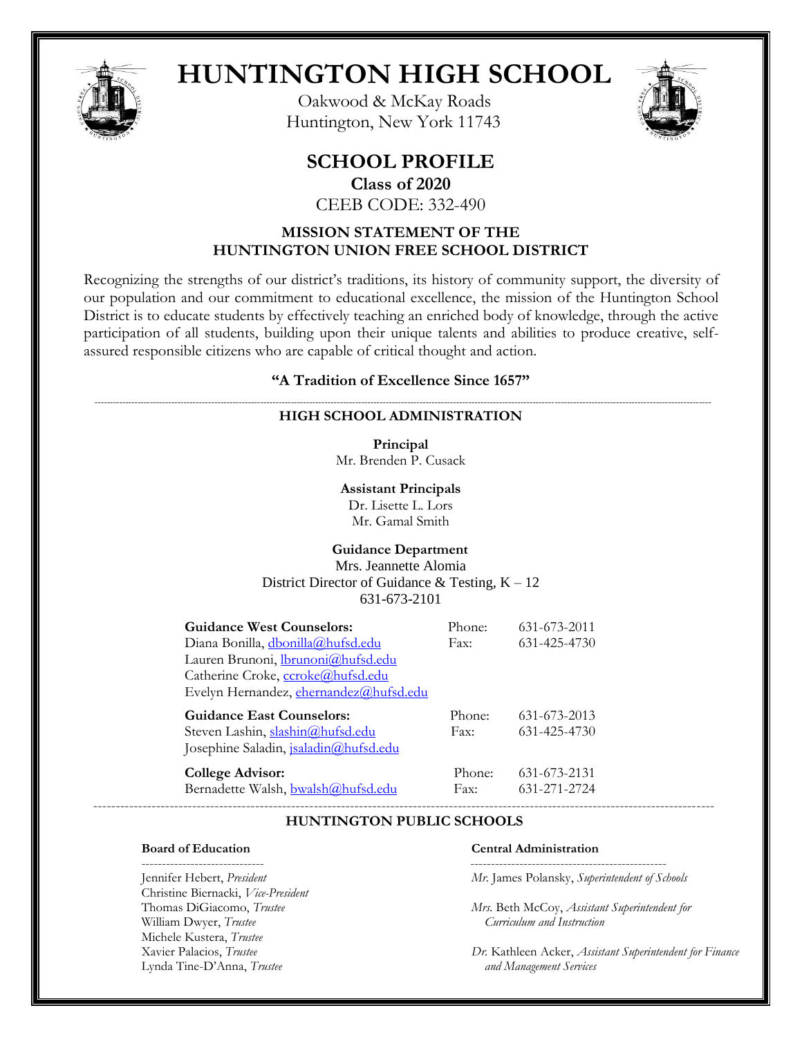# HUNTINGTON HIGH SCHOOL

Oakwood & McKay Roads
Huntington, New York 11743

## SCHOOL PROFILE

**Class of 2020**

CEEB CODE: 332-490

### MISSION STATEMENT OF THE HUNTINGTON UNION FREE SCHOOL DISTRICT

Recognizing the strengths of our district's traditions, its history of community support, the diversity of our population and our commitment to educational excellence, the mission of the Huntington School District is to educate students by effectively teaching an enriched body of knowledge, through the active participation of all students, building upon their unique talents and abilities to produce creative, self-assured responsible citizens who are capable of critical thought and action.

**"A Tradition of Excellence Since 1657"**

---

### HIGH SCHOOL ADMINISTRATION

**Principal**
Mr. Brenden P. Cusack

**Assistant Principals**
Dr. Lisette L. Lors
Mr. Gamal Smith

**Guidance Department**
Mrs. Jeannette Alomia
District Director of Guidance & Testing, K – 12
631-673-2101

| **Guidance West Counselors:** | Phone: | 631-673-2011 |
|---|---|---|
| Diana Bonilla, dbonilla@hufsd.edu | Fax: | 631-425-4730 |
| Lauren Brunoni, lbrunoni@hufsd.edu | | |
| Catherine Croke, ccroke@hufsd.edu | | |
| Evelyn Hernandez, ehernandez@hufsd.edu | | |
| **Guidance East Counselors:** | Phone: | 631-673-2013 |
| Steven Lashin, slashin@hufsd.edu | Fax: | 631-425-4730 |
| Josephine Saladin, jsaladin@hufsd.edu | | |
| **College Advisor:** | Phone: | 631-673-2131 |
| Bernadette Walsh, bwalsh@hufsd.edu | Fax: | 631-271-2724 |

---

### HUNTINGTON PUBLIC SCHOOLS

**Board of Education**

Jennifer Hebert, *President*
Christine Biernacki, *Vice-President*
Thomas DiGiacomo, *Trustee*
William Dwyer, *Trustee*
Michele Kustera, *Trustee*
Xavier Palacios, *Trustee*
Lynda Tine-D'Anna, *Trustee*

**Central Administration**

*Mr.* James Polansky, *Superintendent of Schools*

*Mrs.* Beth McCoy, *Assistant Superintendent for Curriculum and Instruction*

*Dr.* Kathleen Acker, *Assistant Superintendent for Finance and Management Services*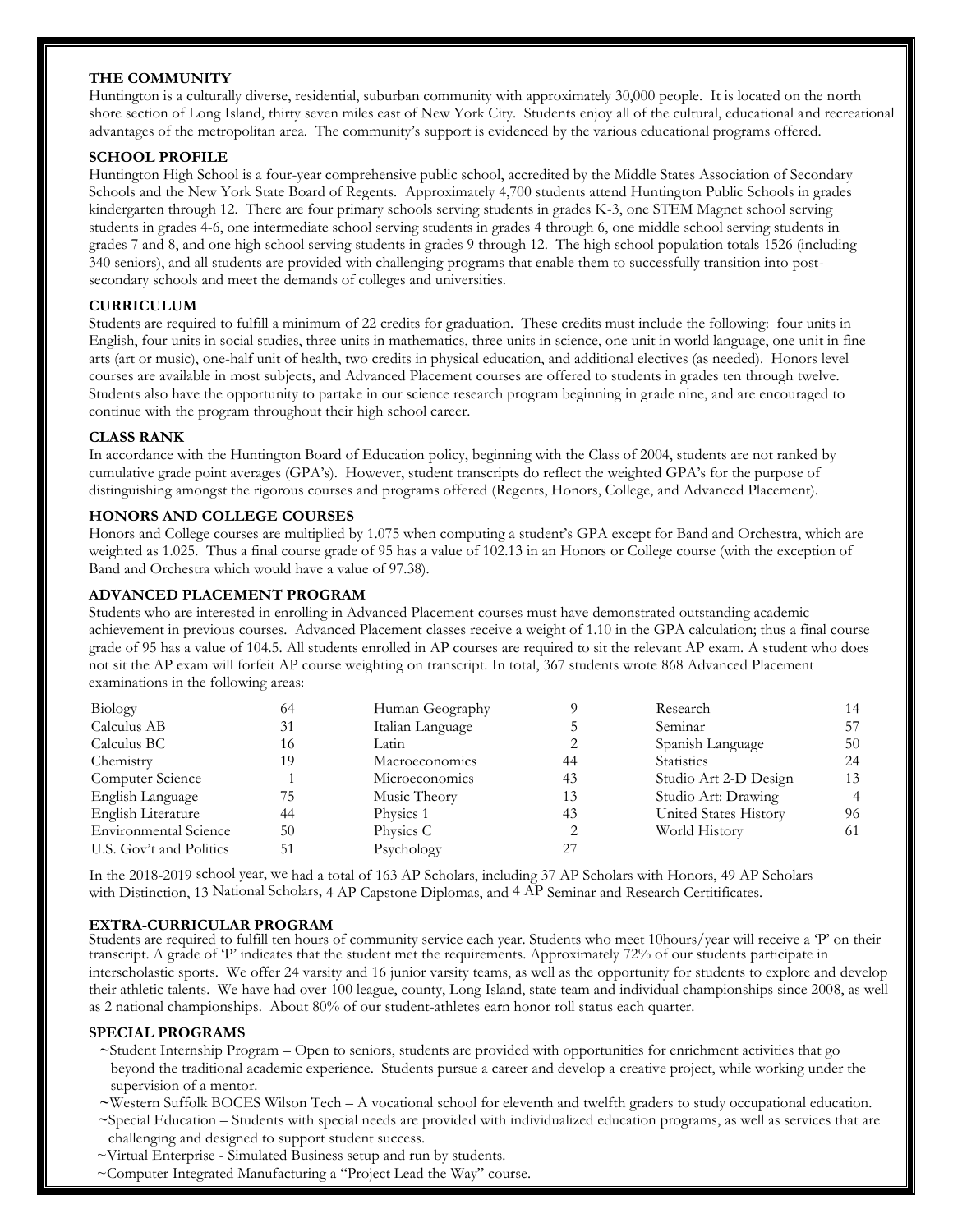## THE COMMUNITY

Huntington is a culturally diverse, residential, suburban community with approximately 30,000 people. It is located on the north shore section of Long Island, thirty seven miles east of New York City. Students enjoy all of the cultural, educational and recreational advantages of the metropolitan area. The community's support is evidenced by the various educational programs offered.

## SCHOOL PROFILE

Huntington High School is a four-year comprehensive public school, accredited by the Middle States Association of Secondary Schools and the New York State Board of Regents. Approximately 4,700 students attend Huntington Public Schools in grades kindergarten through 12. There are four primary schools serving students in grades K-3, one STEM Magnet school serving students in grades 4-6, one intermediate school serving students in grades 4 through 6, one middle school serving students in grades 7 and 8, and one high school serving students in grades 9 through 12. The high school population totals 1526 (including 340 seniors), and all students are provided with challenging programs that enable them to successfully transition into post-secondary schools and meet the demands of colleges and universities.

## CURRICULUM

Students are required to fulfill a minimum of 22 credits for graduation. These credits must include the following: four units in English, four units in social studies, three units in mathematics, three units in science, one unit in world language, one unit in fine arts (art or music), one-half unit of health, two credits in physical education, and additional electives (as needed). Honors level courses are available in most subjects, and Advanced Placement courses are offered to students in grades ten through twelve. Students also have the opportunity to partake in our science research program beginning in grade nine, and are encouraged to continue with the program throughout their high school career.

## CLASS RANK

In accordance with the Huntington Board of Education policy, beginning with the Class of 2004, students are not ranked by cumulative grade point averages (GPA's). However, student transcripts do reflect the weighted GPA's for the purpose of distinguishing amongst the rigorous courses and programs offered (Regents, Honors, College, and Advanced Placement).

## HONORS AND COLLEGE COURSES

Honors and College courses are multiplied by 1.075 when computing a student's GPA except for Band and Orchestra, which are weighted as 1.025. Thus a final course grade of 95 has a value of 102.13 in an Honors or College course (with the exception of Band and Orchestra which would have a value of 97.38).

## ADVANCED PLACEMENT PROGRAM

Students who are interested in enrolling in Advanced Placement courses must have demonstrated outstanding academic achievement in previous courses. Advanced Placement classes receive a weight of 1.10 in the GPA calculation; thus a final course grade of 95 has a value of 104.5. All students enrolled in AP courses are required to sit the relevant AP exam. A student who does not sit the AP exam will forfeit AP course weighting on transcript. In total, 367 students wrote 868 Advanced Placement examinations in the following areas:

| Subject | Count | Subject | Count | Subject | Count |
|---|---|---|---|---|---|
| Biology | 64 | Human Geography | 9 | Research | 14 |
| Calculus AB | 31 | Italian Language | 5 | Seminar | 57 |
| Calculus BC | 16 | Latin | 2 | Spanish Language | 50 |
| Chemistry | 19 | Macroeconomics | 44 | Statistics | 24 |
| Computer Science | 1 | Microeconomics | 43 | Studio Art 2-D Design | 13 |
| English Language | 75 | Music Theory | 13 | Studio Art: Drawing | 4 |
| English Literature | 44 | Physics 1 | 43 | United States History | 96 |
| Environmental Science | 50 | Physics C | 2 | World History | 61 |
| U.S. Gov't and Politics | 51 | Psychology | 27 | | |

In the 2018-2019 school year, we had a total of 163 AP Scholars, including 37 AP Scholars with Honors, 49 AP Scholars with Distinction, 13 National Scholars, 4 AP Capstone Diplomas, and 4 AP Seminar and Research Certitificates.

## EXTRA-CURRICULAR PROGRAM

Students are required to fulfill ten hours of community service each year. Students who meet 10hours/year will receive a 'P' on their transcript. A grade of 'P' indicates that the student met the requirements. Approximately 72% of our students participate in interscholastic sports. We offer 24 varsity and 16 junior varsity teams, as well as the opportunity for students to explore and develop their athletic talents. We have had over 100 league, county, Long Island, state team and individual championships since 2008, as well as 2 national championships. About 80% of our student-athletes earn honor roll status each quarter.

## SPECIAL PROGRAMS

~Student Internship Program – Open to seniors, students are provided with opportunities for enrichment activities that go beyond the traditional academic experience. Students pursue a career and develop a creative project, while working under the supervision of a mentor.

~Western Suffolk BOCES Wilson Tech – A vocational school for eleventh and twelfth graders to study occupational education.

~Special Education – Students with special needs are provided with individualized education programs, as well as services that are challenging and designed to support student success.

~Virtual Enterprise - Simulated Business setup and run by students.

~Computer Integrated Manufacturing a "Project Lead the Way" course.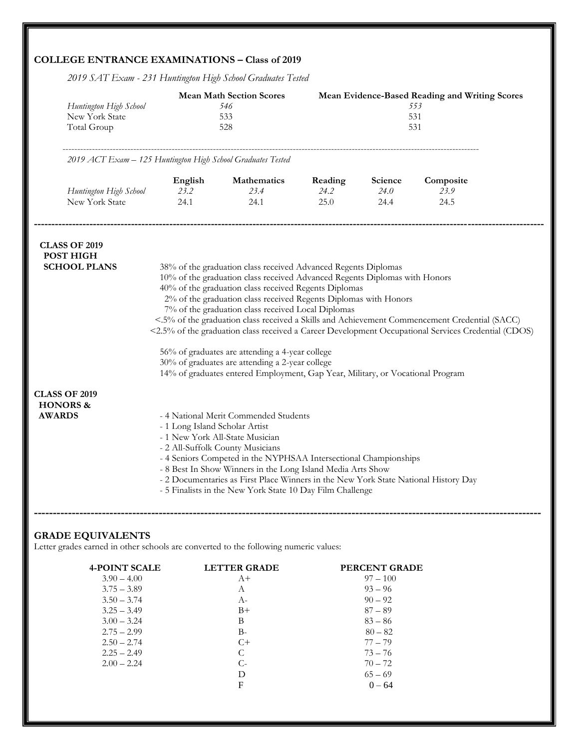## COLLEGE ENTRANCE EXAMINATIONS – Class of 2019

*2019 SAT Exam - 231 Huntington High School Graduates Tested*

| | Mean Math Section Scores | Mean Evidence-Based Reading and Writing Scores |
|---|---|---|
| *Huntington High School* | *546* | *553* |
| New York State | 533 | 531 |
| Total Group | 528 | 531 |

---

*2019 ACT Exam – 125 Huntington High School Graduates Tested*

| | English | Mathematics | Reading | Science | Composite |
|---|---|---|---|---|---|
| *Huntington High School* | *23.2* | *23.4* | *24.2* | *24.0* | *23.9* |
| New York State | 24.1 | 24.1 | 25.0 | 24.4 | 24.5 |

---

**CLASS OF 2019 POST HIGH SCHOOL PLANS**

38% of the graduation class received Advanced Regents Diplomas
10% of the graduation class received Advanced Regents Diplomas with Honors
40% of the graduation class received Regents Diplomas
2% of the graduation class received Regents Diplomas with Honors
7% of the graduation class received Local Diplomas
<.5% of the graduation class received a Skills and Achievement Commencement Credential (SACC)
<2.5% of the graduation class received a Career Development Occupational Services Credential (CDOS)

56% of graduates are attending a 4-year college
30% of graduates are attending a 2-year college
14% of graduates entered Employment, Gap Year, Military, or Vocational Program

**CLASS OF 2019 HONORS & AWARDS**

- 4 National Merit Commended Students
- 1 Long Island Scholar Artist
- 1 New York All-State Musician
- 2 All-Suffolk County Musicians
- 4 Seniors Competed in the NYPHSAA Intersectional Championships
- 8 Best In Show Winners in the Long Island Media Arts Show
- 2 Documentaries as First Place Winners in the New York State National History Day
- 5 Finalists in the New York State 10 Day Film Challenge

---

## GRADE EQUIVALENTS

Letter grades earned in other schools are converted to the following numeric values:

| 4-POINT SCALE | LETTER GRADE | PERCENT GRADE |
|---|---|---|
| 3.90 – 4.00 | A+ | 97 – 100 |
| 3.75 – 3.89 | A | 93 – 96 |
| 3.50 – 3.74 | A- | 90 – 92 |
| 3.25 – 3.49 | B+ | 87 – 89 |
| 3.00 – 3.24 | B | 83 – 86 |
| 2.75 – 2.99 | B- | 80 – 82 |
| 2.50 – 2.74 | C+ | 77 – 79 |
| 2.25 – 2.49 | C | 73 – 76 |
| 2.00 – 2.24 | C- | 70 – 72 |
| | D | 65 – 69 |
| | F | 0 – 64 |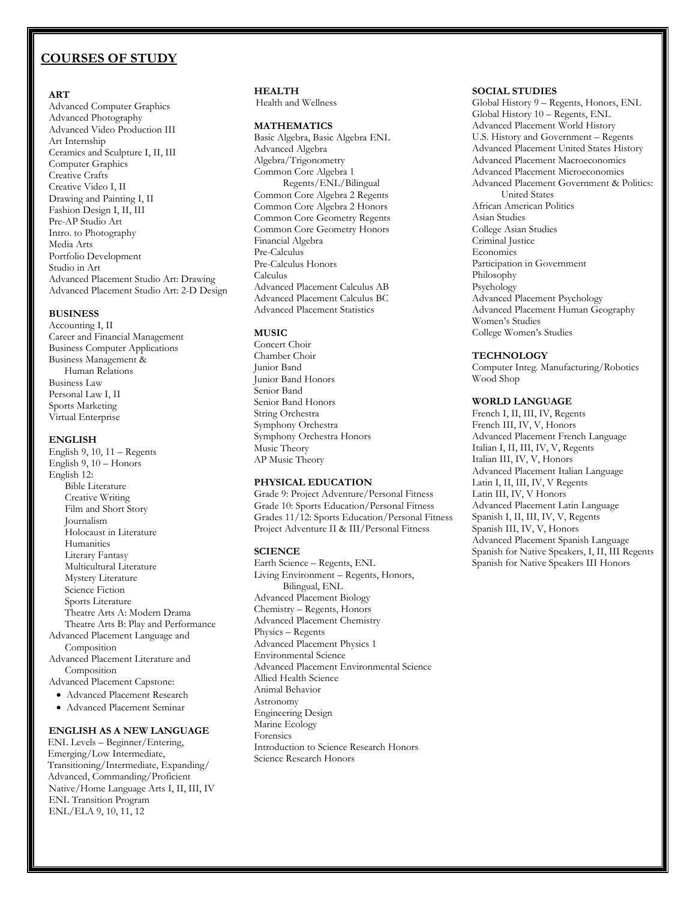## COURSES OF STUDY

### ART

Advanced Computer Graphics
Advanced Photography
Advanced Video Production III
Art Internship
Ceramics and Sculpture I, II, III
Computer Graphics
Creative Crafts
Creative Video I, II
Drawing and Painting I, II
Fashion Design I, II, III
Pre-AP Studio Art
Intro. to Photography
Media Arts
Portfolio Development
Studio in Art
Advanced Placement Studio Art: Drawing
Advanced Placement Studio Art: 2-D Design

### BUSINESS

Accounting I, II
Career and Financial Management
Business Computer Applications
Business Management & Human Relations
Business Law
Personal Law I, II
Sports Marketing
Virtual Enterprise

### ENGLISH

English 9, 10, 11 – Regents
English 9, 10 – Honors
English 12:
- Bible Literature
- Creative Writing
- Film and Short Story
- Journalism
- Holocaust in Literature
- Humanities
- Literary Fantasy
- Multicultural Literature
- Mystery Literature
- Science Fiction
- Sports Literature
- Theatre Arts A: Modern Drama
- Theatre Arts B: Play and Performance

Advanced Placement Language and Composition
Advanced Placement Literature and Composition
Advanced Placement Capstone:
- Advanced Placement Research
- Advanced Placement Seminar

### ENGLISH AS A NEW LANGUAGE

ENL Levels – Beginner/Entering, Emerging/Low Intermediate, Transitioning/Intermediate, Expanding/Advanced, Commanding/Proficient
Native/Home Language Arts I, II, III, IV
ENL Transition Program
ENL/ELA 9, 10, 11, 12

### HEALTH

Health and Wellness

### MATHEMATICS

Basic Algebra, Basic Algebra ENL
Advanced Algebra
Algebra/Trigonometry
Common Core Algebra 1 Regents/ENL/Bilingual
Common Core Algebra 2 Regents
Common Core Algebra 2 Honors
Common Core Geometry Regents
Common Core Geometry Honors
Financial Algebra
Pre-Calculus
Pre-Calculus Honors
Calculus
Advanced Placement Calculus AB
Advanced Placement Calculus BC
Advanced Placement Statistics

### MUSIC

Concert Choir
Chamber Choir
Junior Band
Junior Band Honors
Senior Band
Senior Band Honors
String Orchestra
Symphony Orchestra
Symphony Orchestra Honors
Music Theory
AP Music Theory

### PHYSICAL EDUCATION

Grade 9: Project Adventure/Personal Fitness
Grade 10: Sports Education/Personal Fitness
Grades 11/12: Sports Education/Personal Fitness
Project Adventure II & III/Personal Fitness

### SCIENCE

Earth Science – Regents, ENL
Living Environment – Regents, Honors, Bilingual, ENL
Advanced Placement Biology
Chemistry – Regents, Honors
Advanced Placement Chemistry
Physics – Regents
Advanced Placement Physics 1
Environmental Science
Advanced Placement Environmental Science
Allied Health Science
Animal Behavior
Astronomy
Engineering Design
Marine Ecology
Forensics
Introduction to Science Research Honors
Science Research Honors

### SOCIAL STUDIES

Global History 9 – Regents, Honors, ENL
Global History 10 – Regents, ENL
Advanced Placement World History
U.S. History and Government – Regents
Advanced Placement United States History
Advanced Placement Macroeconomics
Advanced Placement Microeconomics
Advanced Placement Government & Politics: United States
African American Politics
Asian Studies
College Asian Studies
Criminal Justice
Economics
Participation in Government
Philosophy
Psychology
Advanced Placement Psychology
Advanced Placement Human Geography
Women's Studies
College Women's Studies

### TECHNOLOGY

Computer Integ. Manufacturing/Robotics
Wood Shop

### WORLD LANGUAGE

French I, II, III, IV, Regents
French III, IV, V, Honors
Advanced Placement French Language
Italian I, II, III, IV, V, Regents
Italian III, IV, V, Honors
Advanced Placement Italian Language
Latin I, II, III, IV, V Regents
Latin III, IV, V Honors
Advanced Placement Latin Language
Spanish I, II, III, IV, V, Regents
Spanish III, IV, V, Honors
Advanced Placement Spanish Language
Spanish for Native Speakers, I, II, III Regents
Spanish for Native Speakers III Honors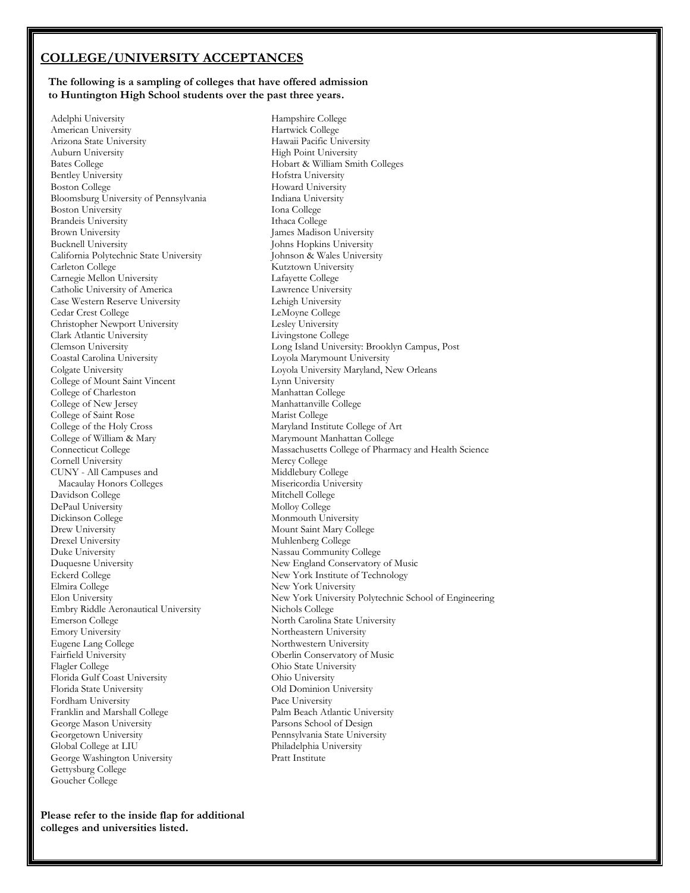## COLLEGE/UNIVERSITY ACCEPTANCES

**The following is a sampling of colleges that have offered admission to Huntington High School students over the past three years.**

Adelphi University
American University
Arizona State University
Auburn University
Bates College
Bentley University
Boston College
Bloomsburg University of Pennsylvania
Boston University
Brandeis University
Brown University
Bucknell University
California Polytechnic State University
Carleton College
Carnegie Mellon University
Catholic University of America
Case Western Reserve University
Cedar Crest College
Christopher Newport University
Clark Atlantic University
Clemson University
Coastal Carolina University
Colgate University
College of Mount Saint Vincent
College of Charleston
College of New Jersey
College of Saint Rose
College of the Holy Cross
College of William & Mary
Connecticut College
Cornell University
CUNY - All Campuses and
  Macaulay Honors Colleges
Davidson College
DePaul University
Dickinson College
Drew University
Drexel University
Duke University
Duquesne University
Eckerd College
Elmira College
Elon University
Embry Riddle Aeronautical University
Emerson College
Emory University
Eugene Lang College
Fairfield University
Flagler College
Florida Gulf Coast University
Florida State University
Fordham University
Franklin and Marshall College
George Mason University
Georgetown University
Global College at LIU
George Washington University
Gettysburg College
Goucher College
Hampshire College
Hartwick College
Hawaii Pacific University
High Point University
Hobart & William Smith Colleges
Hofstra University
Howard University
Indiana University
Iona College
Ithaca College
James Madison University
Johns Hopkins University
Johnson & Wales University
Kutztown University
Lafayette College
Lawrence University
Lehigh University
LeMoyne College
Lesley University
Livingstone College
Long Island University: Brooklyn Campus, Post
Loyola Marymount University
Loyola University Maryland, New Orleans
Lynn University
Manhattan College
Manhattanville College
Marist College
Maryland Institute College of Art
Marymount Manhattan College
Massachusetts College of Pharmacy and Health Science
Mercy College
Middlebury College
Misericordia University
Mitchell College
Molloy College
Monmouth University
Mount Saint Mary College
Muhlenberg College
Nassau Community College
New England Conservatory of Music
New York Institute of Technology
New York University
New York University Polytechnic School of Engineering
Nichols College
North Carolina State University
Northeastern University
Northwestern University
Oberlin Conservatory of Music
Ohio State University
Ohio University
Old Dominion University
Pace University
Palm Beach Atlantic University
Parsons School of Design
Pennsylvania State University
Philadelphia University
Pratt Institute

**Please refer to the inside flap for additional colleges and universities listed.**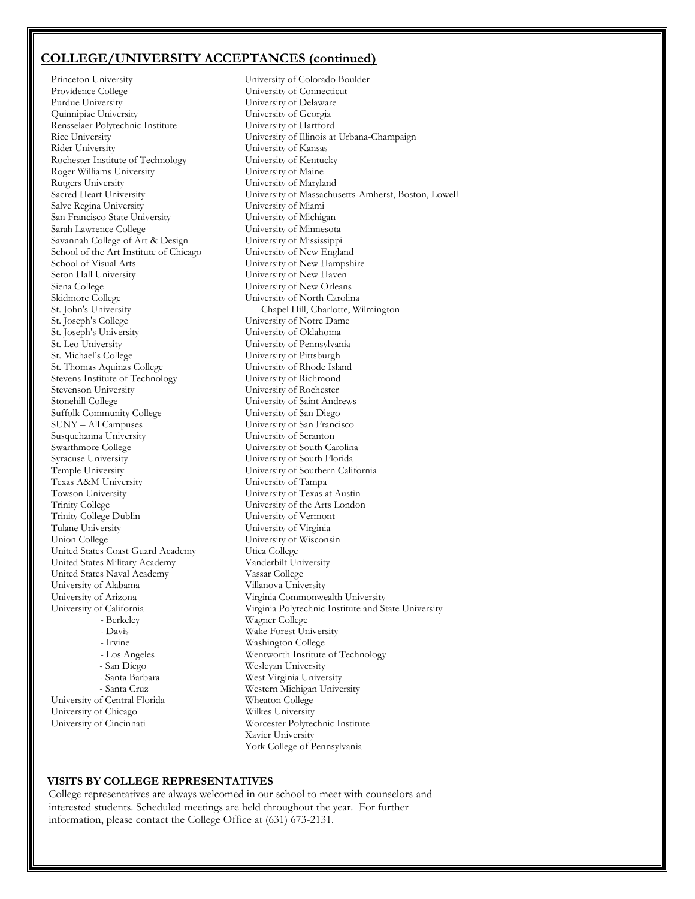## COLLEGE/UNIVERSITY ACCEPTANCES (continued)

Princeton University
Providence College
Purdue University
Quinnipiac University
Rensselaer Polytechnic Institute
Rice University
Rider University
Rochester Institute of Technology
Roger Williams University
Rutgers University
Sacred Heart University
Salve Regina University
San Francisco State University
Sarah Lawrence College
Savannah College of Art & Design
School of the Art Institute of Chicago
School of Visual Arts
Seton Hall University
Siena College
Skidmore College
St. John's University
St. Joseph's College
St. Joseph's University
St. Leo University
St. Michael's College
St. Thomas Aquinas College
Stevens Institute of Technology
Stevenson University
Stonehill College
Suffolk Community College
SUNY – All Campuses
Susquehanna University
Swarthmore College
Syracuse University
Temple University
Texas A&M University
Towson University
Trinity College
Trinity College Dublin
Tulane University
Union College
United States Coast Guard Academy
United States Military Academy
United States Naval Academy
University of Alabama
University of Arizona
University of California
- Berkeley
- Davis
- Irvine
- Los Angeles
- San Diego
- Santa Barbara
- Santa Cruz

University of Central Florida
University of Chicago
University of Cincinnati
University of Colorado Boulder
University of Connecticut
University of Delaware
University of Georgia
University of Hartford
University of Illinois at Urbana-Champaign
University of Kansas
University of Kentucky
University of Maine
University of Maryland
University of Massachusetts-Amherst, Boston, Lowell
University of Miami
University of Michigan
University of Minnesota
University of Mississippi
University of New England
University of New Hampshire
University of New Haven
University of New Orleans
University of North Carolina
-Chapel Hill, Charlotte, Wilmington
University of Notre Dame
University of Oklahoma
University of Pennsylvania
University of Pittsburgh
University of Rhode Island
University of Richmond
University of Rochester
University of Saint Andrews
University of San Diego
University of San Francisco
University of Scranton
University of South Carolina
University of South Florida
University of Southern California
University of Tampa
University of Texas at Austin
University of the Arts London
University of Vermont
University of Virginia
University of Wisconsin
Utica College
Vanderbilt University
Vassar College
Villanova University
Virginia Commonwealth University
Virginia Polytechnic Institute and State University
Wagner College
Wake Forest University
Washington College
Wentworth Institute of Technology
Wesleyan University
West Virginia University
Western Michigan University
Wheaton College
Wilkes University
Worcester Polytechnic Institute
Xavier University
York College of Pennsylvania

### VISITS BY COLLEGE REPRESENTATIVES

College representatives are always welcomed in our school to meet with counselors and interested students. Scheduled meetings are held throughout the year. For further information, please contact the College Office at (631) 673-2131.